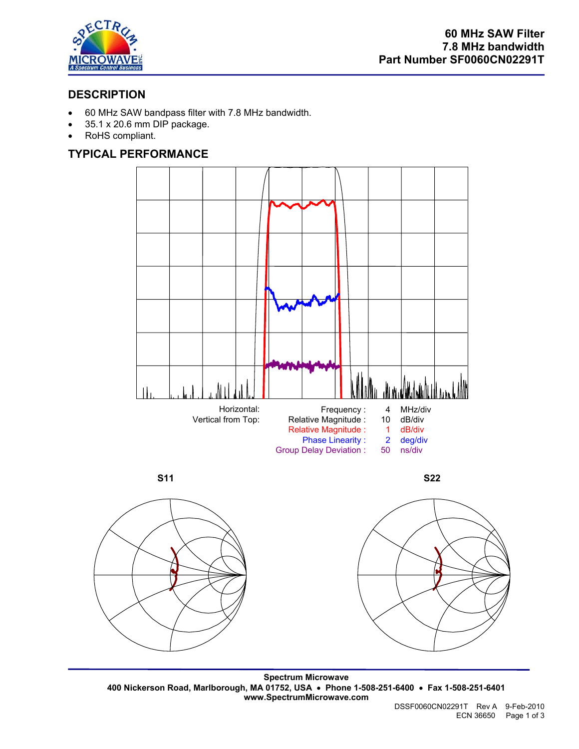# 60 MHz SAW Filter
# 7.8 MHz bandwidth
# Part Number SF0060CN02291T

## DESCRIPTION

- 60 MHz SAW bandpass filter with 7.8 MHz bandwidth.
- 35.1 x 20.6 mm DIP package.
- RoHS compliant.

## TYPICAL PERFORMANCE

| | | | |
|---|---|---|---|
| Horizontal: | Frequency : | 4 | MHz/div |
| Vertical from Top: | Relative Magnitude : | 10 | dB/div |
| | Relative Magnitude : | 1 | dB/div |
| | Phase Linearity : | 2 | deg/div |
| | Group Delay Deviation : | 50 | ns/div |

S11

S22

**Spectrum Microwave**
**400 Nickerson Road, Marlborough, MA 01752, USA • Phone 1-508-251-6400 • Fax 1-508-251-6401**
**www.SpectrumMicrowave.com**

DSSF0060CN02291T Rev A 9-Feb-2010
ECN 36650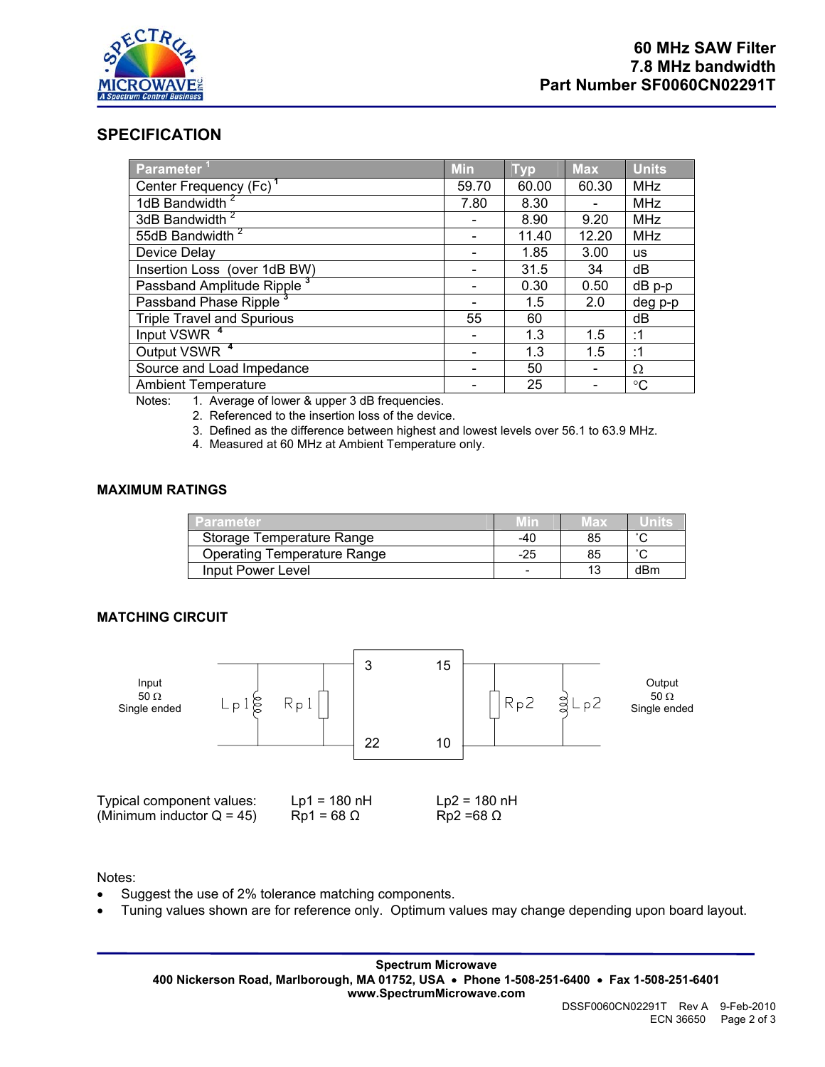# 60 MHz SAW Filter
# 7.8 MHz bandwidth
# Part Number SF0060CN02291T

## SPECIFICATION

| Parameter [1] | Min | Typ | Max | Units |
|---|---|---|---|---|
| Center Frequency (Fc) [1] | 59.70 | 60.00 | 60.30 | MHz |
| 1dB Bandwidth [2] | 7.80 | 8.30 | - | MHz |
| 3dB Bandwidth [2] | - | 8.90 | 9.20 | MHz |
| 55dB Bandwidth [2] | - | 11.40 | 12.20 | MHz |
| Device Delay | - | 1.85 | 3.00 | us |
| Insertion Loss (over 1dB BW) | - | 31.5 | 34 | dB |
| Passband Amplitude Ripple [3] | - | 0.30 | 0.50 | dB p-p |
| Passband Phase Ripple [3] | - | 1.5 | 2.0 | deg p-p |
| Triple Travel and Spurious | 55 | 60 | | dB |
| Input VSWR [4] | - | 1.3 | 1.5 | :1 |
| Output VSWR [4] | - | 1.3 | 1.5 | :1 |
| Source and Load Impedance | - | 50 | - | Ω |
| Ambient Temperature | - | 25 | - | °C |

Notes:
1. Average of lower & upper 3 dB frequencies.
2. Referenced to the insertion loss of the device.
3. Defined as the difference between highest and lowest levels over 56.1 to 63.9 MHz.
4. Measured at 60 MHz at Ambient Temperature only.

### MAXIMUM RATINGS

| Parameter | Min | Max | Units |
|---|---|---|---|
| Storage Temperature Range | -40 | 85 | ˚C |
| Operating Temperature Range | -25 | 85 | ˚C |
| Input Power Level | - | 13 | dBm |

### MATCHING CIRCUIT

Input 50 Ω Single ended — Lp1, Rp1 — pins 3, 22 | pins 15, 10 — Rp2, Lp2 — Output 50 Ω Single ended

Typical component values: (Minimum inductor Q = 45)

Lp1 = 180 nH
Rp1 = 68 Ω

Lp2 = 180 nH
Rp2 =68 Ω

Notes:
- Suggest the use of 2% tolerance matching components.
- Tuning values shown are for reference only. Optimum values may change depending upon board layout.

**Spectrum Microwave**
**400 Nickerson Road, Marlborough, MA 01752, USA • Phone 1-508-251-6400 • Fax 1-508-251-6401**
**www.SpectrumMicrowave.com**

DSSF0060CN02291T Rev A 9-Feb-2010
ECN 36650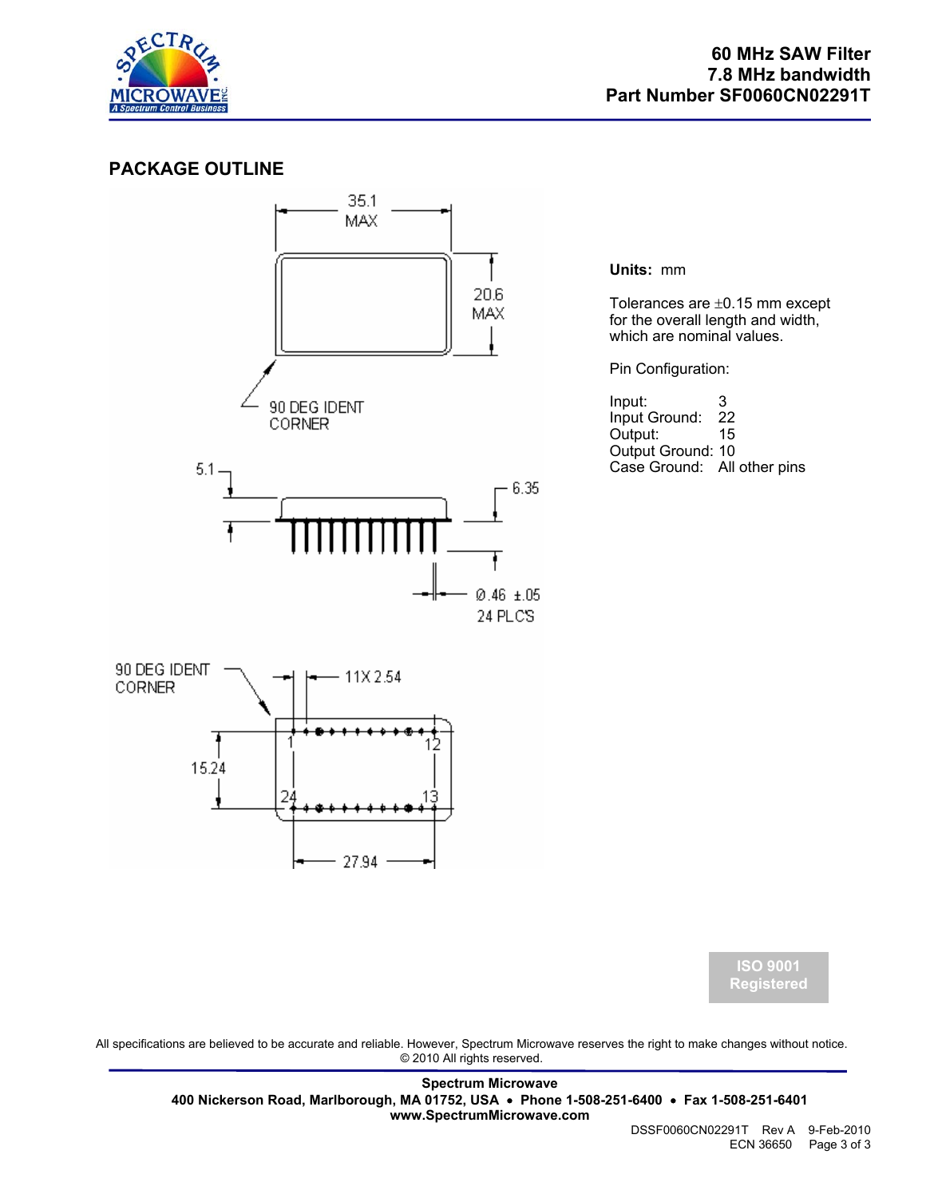# 60 MHz SAW Filter
# 7.8 MHz bandwidth
# Part Number SF0060CN02291T

## PACKAGE OUTLINE

35.1
MAX

20.6
MAX

90 DEG IDENT
CORNER

5.1

6.35

Ø.46 ±.05
24 PLC'S

90 DEG IDENT
CORNER

11X 2.54

1

12

24

13

15.24

27.94

**Units:** mm

Tolerances are ±0.15 mm except for the overall length and width, which are nominal values.

Pin Configuration:

| | |
|---|---|
| Input: | 3 |
| Input Ground: | 22 |
| Output: | 15 |
| Output Ground: | 10 |
| Case Ground: | All other pins |

ISO 9001
Registered

All specifications are believed to be accurate and reliable. However, Spectrum Microwave reserves the right to make changes without notice.
© 2010 All rights reserved.

**Spectrum Microwave**
**400 Nickerson Road, Marlborough, MA 01752, USA • Phone 1-508-251-6400 • Fax 1-508-251-6401**
**www.SpectrumMicrowave.com**

DSSF0060CN02291T Rev A 9-Feb-2010
ECN 36650